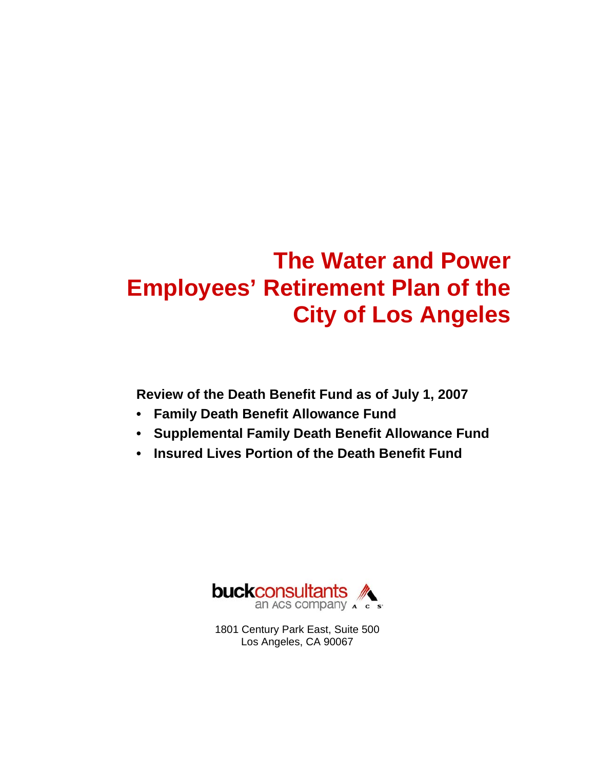# The Water and Power Employees' Retirement Plan of the City of Los Angeles

**Review of the Death Benefit Fund as of July 1, 2007**

- **Family Death Benefit Allowance Fund**
- **Supplemental Family Death Benefit Allowance Fund**
- **Insured Lives Portion of the Death Benefit Fund**

buckconsultants
an ACS company

1801 Century Park East, Suite 500
Los Angeles, CA 90067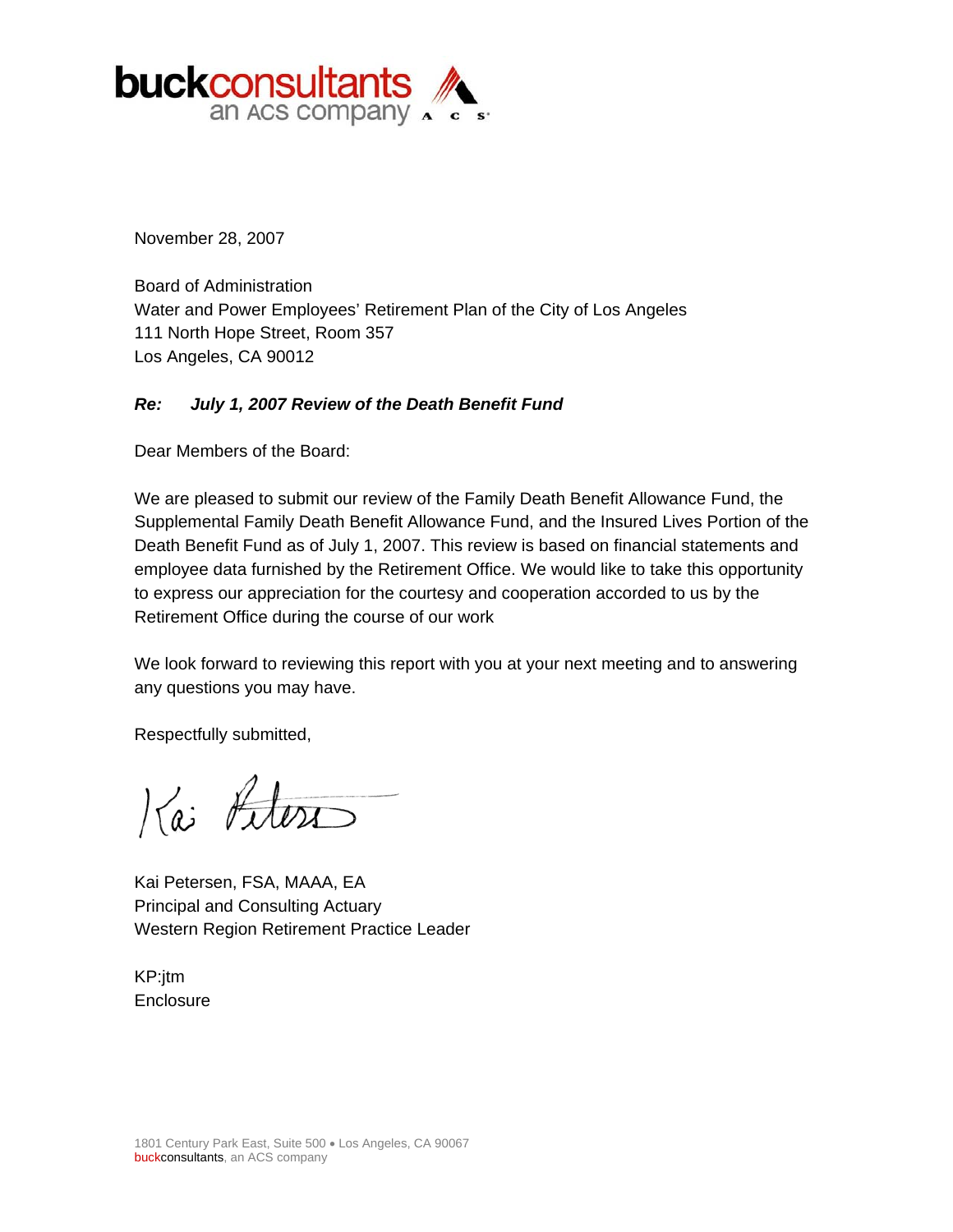**buckconsultants**
an ACS company

November 28, 2007

Board of Administration
Water and Power Employees' Retirement Plan of the City of Los Angeles
111 North Hope Street, Room 357
Los Angeles, CA 90012

***Re: July 1, 2007 Review of the Death Benefit Fund***

Dear Members of the Board:

We are pleased to submit our review of the Family Death Benefit Allowance Fund, the Supplemental Family Death Benefit Allowance Fund, and the Insured Lives Portion of the Death Benefit Fund as of July 1, 2007. This review is based on financial statements and employee data furnished by the Retirement Office. We would like to take this opportunity to express our appreciation for the courtesy and cooperation accorded to us by the Retirement Office during the course of our work

We look forward to reviewing this report with you at your next meeting and to answering any questions you may have.

Respectfully submitted,

Kai Petersen, FSA, MAAA, EA
Principal and Consulting Actuary
Western Region Retirement Practice Leader

KP:jtm
Enclosure

1801 Century Park East, Suite 500 • Los Angeles, CA 90067
buckconsultants, an ACS company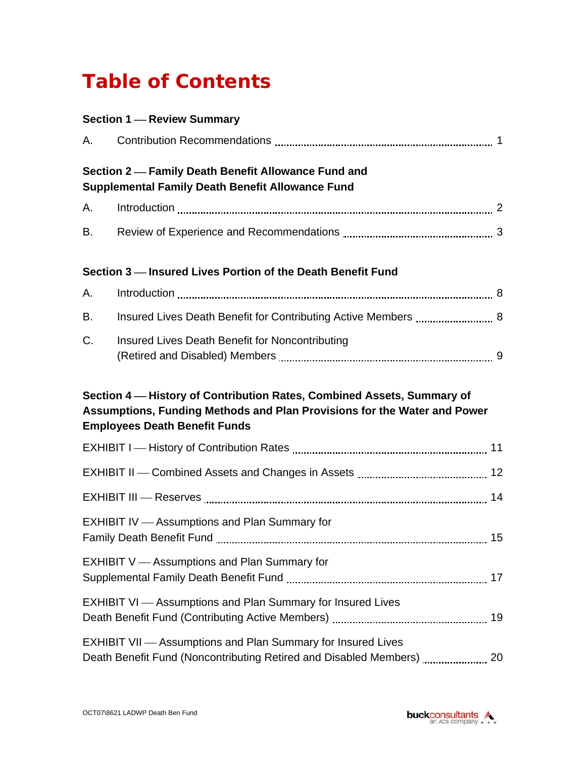# Table of Contents

**Section 1 — Review Summary**

A. Contribution Recommendations ..... 1

**Section 2 — Family Death Benefit Allowance Fund and Supplemental Family Death Benefit Allowance Fund**

A. Introduction ..... 2

B. Review of Experience and Recommendations ..... 3

**Section 3 — Insured Lives Portion of the Death Benefit Fund**

A. Introduction ..... 8

B. Insured Lives Death Benefit for Contributing Active Members ..... 8

C. Insured Lives Death Benefit for Noncontributing (Retired and Disabled) Members ..... 9

**Section 4 — History of Contribution Rates, Combined Assets, Summary of Assumptions, Funding Methods and Plan Provisions for the Water and Power Employees Death Benefit Funds**

EXHIBIT I — History of Contribution Rates ..... 11

EXHIBIT II — Combined Assets and Changes in Assets ..... 12

EXHIBIT III — Reserves ..... 14

EXHIBIT IV — Assumptions and Plan Summary for Family Death Benefit Fund ..... 15

EXHIBIT V — Assumptions and Plan Summary for Supplemental Family Death Benefit Fund ..... 17

EXHIBIT VI — Assumptions and Plan Summary for Insured Lives Death Benefit Fund (Contributing Active Members) ..... 19

EXHIBIT VII — Assumptions and Plan Summary for Insured Lives Death Benefit Fund (Noncontributing Retired and Disabled Members) ..... 20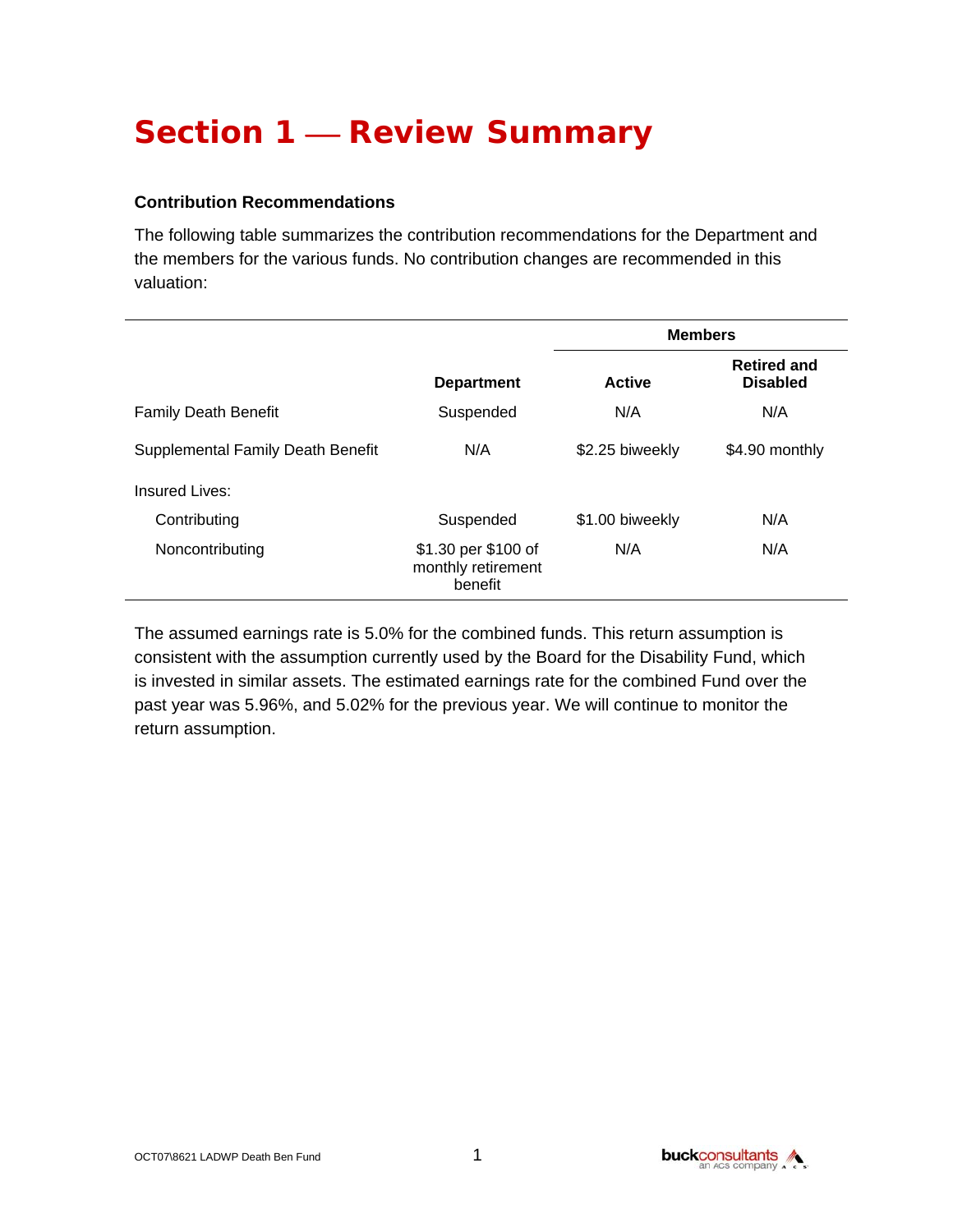# Section 1 — Review Summary

### Contribution Recommendations

The following table summarizes the contribution recommendations for the Department and the members for the various funds. No contribution changes are recommended in this valuation:

| | | Members | |
|---|---|---|---|
| | **Department** | **Active** | **Retired and Disabled** |
| Family Death Benefit | Suspended | N/A | N/A |
| Supplemental Family Death Benefit | N/A | $2.25 biweekly | $4.90 monthly |
| Insured Lives: | | | |
| Contributing | Suspended | $1.00 biweekly | N/A |
| Noncontributing | $1.30 per $100 of monthly retirement benefit | N/A | N/A |

The assumed earnings rate is 5.0% for the combined funds. This return assumption is consistent with the assumption currently used by the Board for the Disability Fund, which is invested in similar assets. The estimated earnings rate for the combined Fund over the past year was 5.96%, and 5.02% for the previous year. We will continue to monitor the return assumption.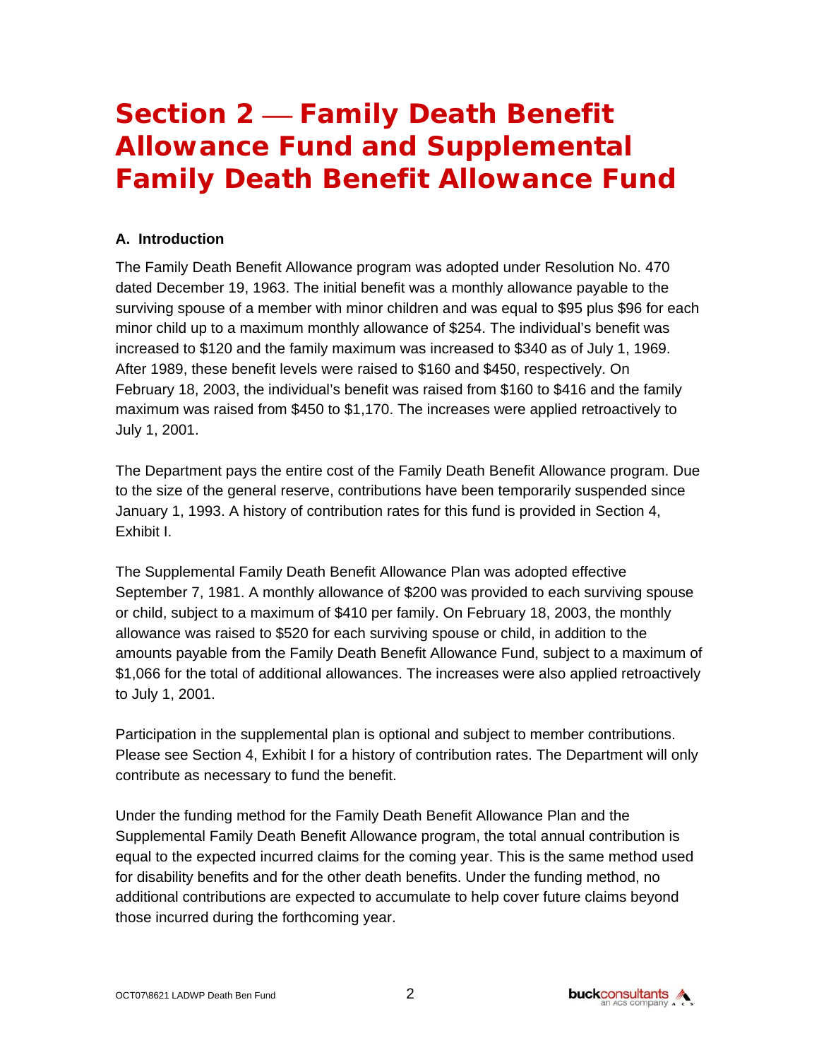# Section 2 — Family Death Benefit Allowance Fund and Supplemental Family Death Benefit Allowance Fund

### A. Introduction

The Family Death Benefit Allowance program was adopted under Resolution No. 470 dated December 19, 1963. The initial benefit was a monthly allowance payable to the surviving spouse of a member with minor children and was equal to $95 plus $96 for each minor child up to a maximum monthly allowance of $254. The individual's benefit was increased to $120 and the family maximum was increased to $340 as of July 1, 1969. After 1989, these benefit levels were raised to $160 and $450, respectively. On February 18, 2003, the individual's benefit was raised from $160 to $416 and the family maximum was raised from $450 to $1,170. The increases were applied retroactively to July 1, 2001.

The Department pays the entire cost of the Family Death Benefit Allowance program. Due to the size of the general reserve, contributions have been temporarily suspended since January 1, 1993. A history of contribution rates for this fund is provided in Section 4, Exhibit I.

The Supplemental Family Death Benefit Allowance Plan was adopted effective September 7, 1981. A monthly allowance of $200 was provided to each surviving spouse or child, subject to a maximum of $410 per family. On February 18, 2003, the monthly allowance was raised to $520 for each surviving spouse or child, in addition to the amounts payable from the Family Death Benefit Allowance Fund, subject to a maximum of $1,066 for the total of additional allowances. The increases were also applied retroactively to July 1, 2001.

Participation in the supplemental plan is optional and subject to member contributions. Please see Section 4, Exhibit I for a history of contribution rates. The Department will only contribute as necessary to fund the benefit.

Under the funding method for the Family Death Benefit Allowance Plan and the Supplemental Family Death Benefit Allowance program, the total annual contribution is equal to the expected incurred claims for the coming year. This is the same method used for disability benefits and for the other death benefits. Under the funding method, no additional contributions are expected to accumulate to help cover future claims beyond those incurred during the forthcoming year.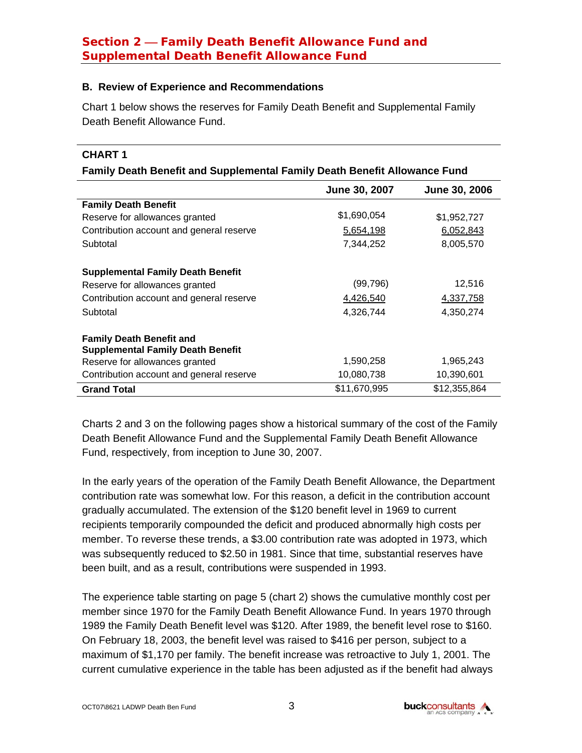## Section 2 — Family Death Benefit Allowance Fund and Supplemental Death Benefit Allowance Fund

### B. Review of Experience and Recommendations

Chart 1 below shows the reserves for Family Death Benefit and Supplemental Family Death Benefit Allowance Fund.

**CHART 1**

**Family Death Benefit and Supplemental Family Death Benefit Allowance Fund**

| | June 30, 2007 | June 30, 2006 |
|---|---|---|
| **Family Death Benefit** | | |
| Reserve for allowances granted | $1,690,054 | $1,952,727 |
| Contribution account and general reserve | 5,654,198 | 6,052,843 |
| Subtotal | 7,344,252 | 8,005,570 |
| | | |
| **Supplemental Family Death Benefit** | | |
| Reserve for allowances granted | (99,796) | 12,516 |
| Contribution account and general reserve | 4,426,540 | 4,337,758 |
| Subtotal | 4,326,744 | 4,350,274 |
| | | |
| **Family Death Benefit and Supplemental Family Death Benefit** | | |
| Reserve for allowances granted | 1,590,258 | 1,965,243 |
| Contribution account and general reserve | 10,080,738 | 10,390,601 |
| **Grand Total** | $11,670,995 | $12,355,864 |

Charts 2 and 3 on the following pages show a historical summary of the cost of the Family Death Benefit Allowance Fund and the Supplemental Family Death Benefit Allowance Fund, respectively, from inception to June 30, 2007.

In the early years of the operation of the Family Death Benefit Allowance, the Department contribution rate was somewhat low. For this reason, a deficit in the contribution account gradually accumulated. The extension of the $120 benefit level in 1969 to current recipients temporarily compounded the deficit and produced abnormally high costs per member. To reverse these trends, a $3.00 contribution rate was adopted in 1973, which was subsequently reduced to $2.50 in 1981. Since that time, substantial reserves have been built, and as a result, contributions were suspended in 1993.

The experience table starting on page 5 (chart 2) shows the cumulative monthly cost per member since 1970 for the Family Death Benefit Allowance Fund. In years 1970 through 1989 the Family Death Benefit level was $120. After 1989, the benefit level rose to $160. On February 18, 2003, the benefit level was raised to $416 per person, subject to a maximum of $1,170 per family. The benefit increase was retroactive to July 1, 2001. The current cumulative experience in the table has been adjusted as if the benefit had always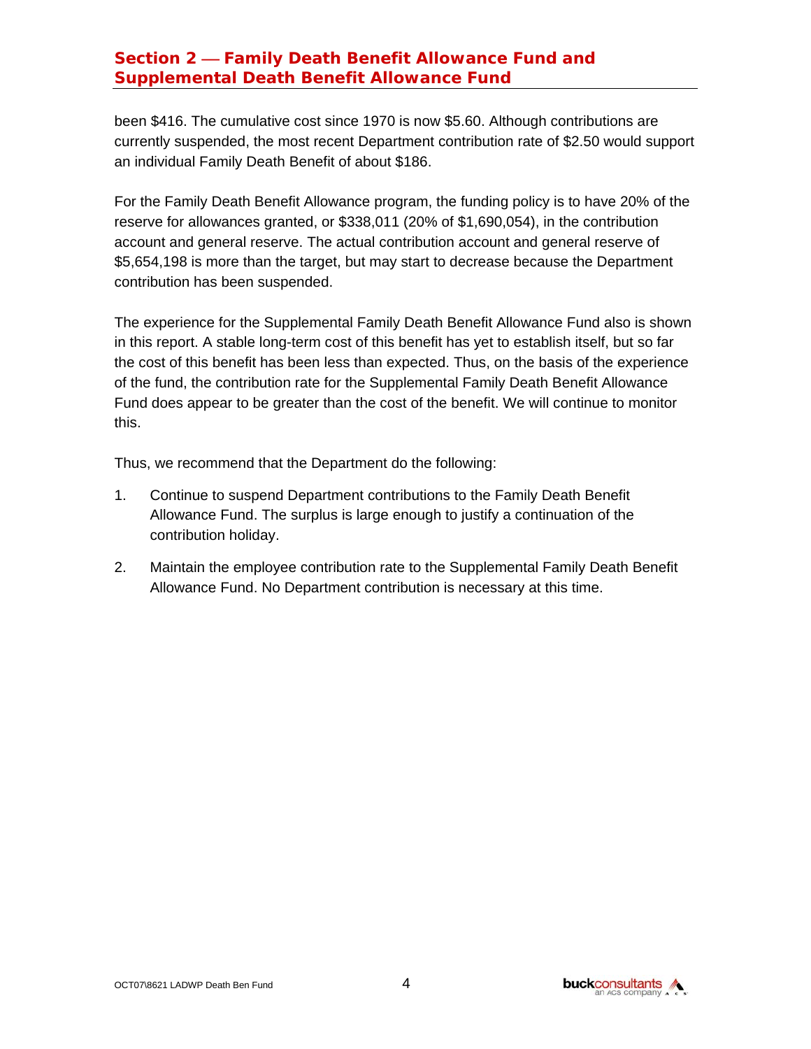## Section 2 — Family Death Benefit Allowance Fund and Supplemental Death Benefit Allowance Fund

been $416. The cumulative cost since 1970 is now $5.60. Although contributions are currently suspended, the most recent Department contribution rate of $2.50 would support an individual Family Death Benefit of about $186.

For the Family Death Benefit Allowance program, the funding policy is to have 20% of the reserve for allowances granted, or $338,011 (20% of $1,690,054), in the contribution account and general reserve. The actual contribution account and general reserve of $5,654,198 is more than the target, but may start to decrease because the Department contribution has been suspended.

The experience for the Supplemental Family Death Benefit Allowance Fund also is shown in this report. A stable long-term cost of this benefit has yet to establish itself, but so far the cost of this benefit has been less than expected. Thus, on the basis of the experience of the fund, the contribution rate for the Supplemental Family Death Benefit Allowance Fund does appear to be greater than the cost of the benefit. We will continue to monitor this.

Thus, we recommend that the Department do the following:

1. Continue to suspend Department contributions to the Family Death Benefit Allowance Fund. The surplus is large enough to justify a continuation of the contribution holiday.

2. Maintain the employee contribution rate to the Supplemental Family Death Benefit Allowance Fund. No Department contribution is necessary at this time.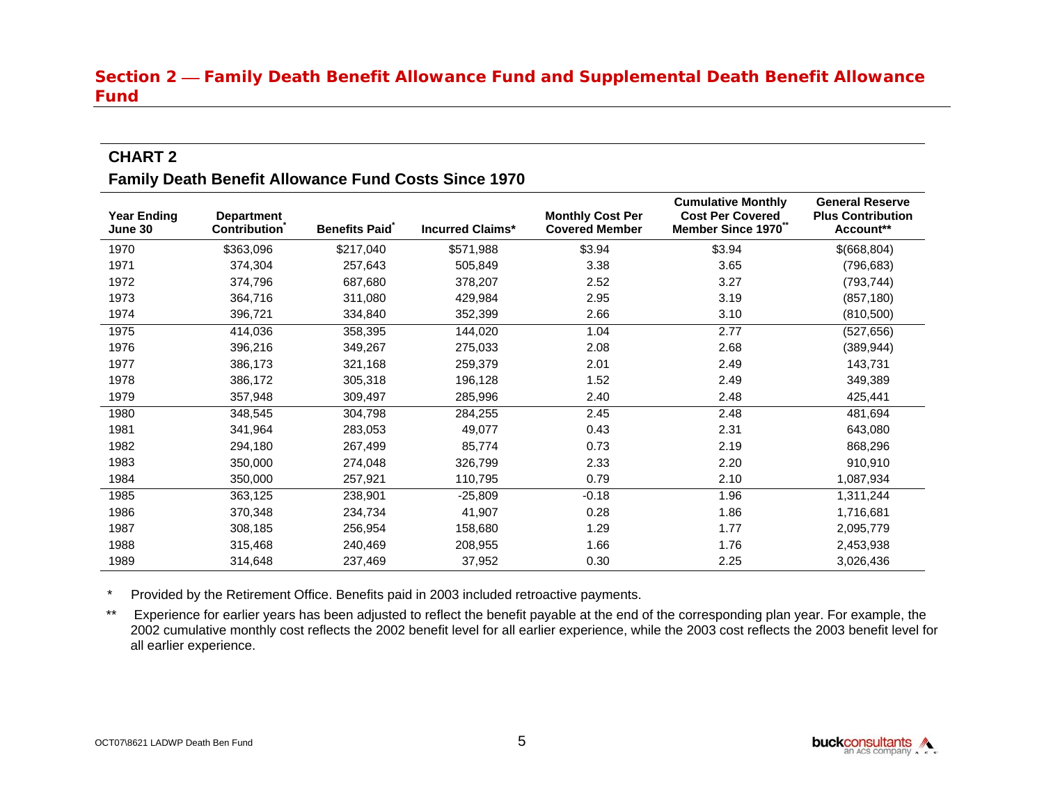## Section 2 — Family Death Benefit Allowance Fund and Supplemental Death Benefit Allowance Fund

### CHART 2

**Family Death Benefit Allowance Fund Costs Since 1970**

| Year Ending June 30 | Department Contribution* | Benefits Paid* | Incurred Claims* | Monthly Cost Per Covered Member | Cumulative Monthly Cost Per Covered Member Since 1970** | General Reserve Plus Contribution Account** |
|---|---|---|---|---|---|---|
| 1970 | $363,096 | $217,040 | $571,988 | $3.94 | $3.94 | $(668,804) |
| 1971 | 374,304 | 257,643 | 505,849 | 3.38 | 3.65 | (796,683) |
| 1972 | 374,796 | 687,680 | 378,207 | 2.52 | 3.27 | (793,744) |
| 1973 | 364,716 | 311,080 | 429,984 | 2.95 | 3.19 | (857,180) |
| 1974 | 396,721 | 334,840 | 352,399 | 2.66 | 3.10 | (810,500) |
| 1975 | 414,036 | 358,395 | 144,020 | 1.04 | 2.77 | (527,656) |
| 1976 | 396,216 | 349,267 | 275,033 | 2.08 | 2.68 | (389,944) |
| 1977 | 386,173 | 321,168 | 259,379 | 2.01 | 2.49 | 143,731 |
| 1978 | 386,172 | 305,318 | 196,128 | 1.52 | 2.49 | 349,389 |
| 1979 | 357,948 | 309,497 | 285,996 | 2.40 | 2.48 | 425,441 |
| 1980 | 348,545 | 304,798 | 284,255 | 2.45 | 2.48 | 481,694 |
| 1981 | 341,964 | 283,053 | 49,077 | 0.43 | 2.31 | 643,080 |
| 1982 | 294,180 | 267,499 | 85,774 | 0.73 | 2.19 | 868,296 |
| 1983 | 350,000 | 274,048 | 326,799 | 2.33 | 2.20 | 910,910 |
| 1984 | 350,000 | 257,921 | 110,795 | 0.79 | 2.10 | 1,087,934 |
| 1985 | 363,125 | 238,901 | -25,809 | -0.18 | 1.96 | 1,311,244 |
| 1986 | 370,348 | 234,734 | 41,907 | 0.28 | 1.86 | 1,716,681 |
| 1987 | 308,185 | 256,954 | 158,680 | 1.29 | 1.77 | 2,095,779 |
| 1988 | 315,468 | 240,469 | 208,955 | 1.66 | 1.76 | 2,453,938 |
| 1989 | 314,648 | 237,469 | 37,952 | 0.30 | 2.25 | 3,026,436 |

\* Provided by the Retirement Office. Benefits paid in 2003 included retroactive payments.

\*\* Experience for earlier years has been adjusted to reflect the benefit payable at the end of the corresponding plan year. For example, the 2002 cumulative monthly cost reflects the 2002 benefit level for all earlier experience, while the 2003 cost reflects the 2003 benefit level for all earlier experience.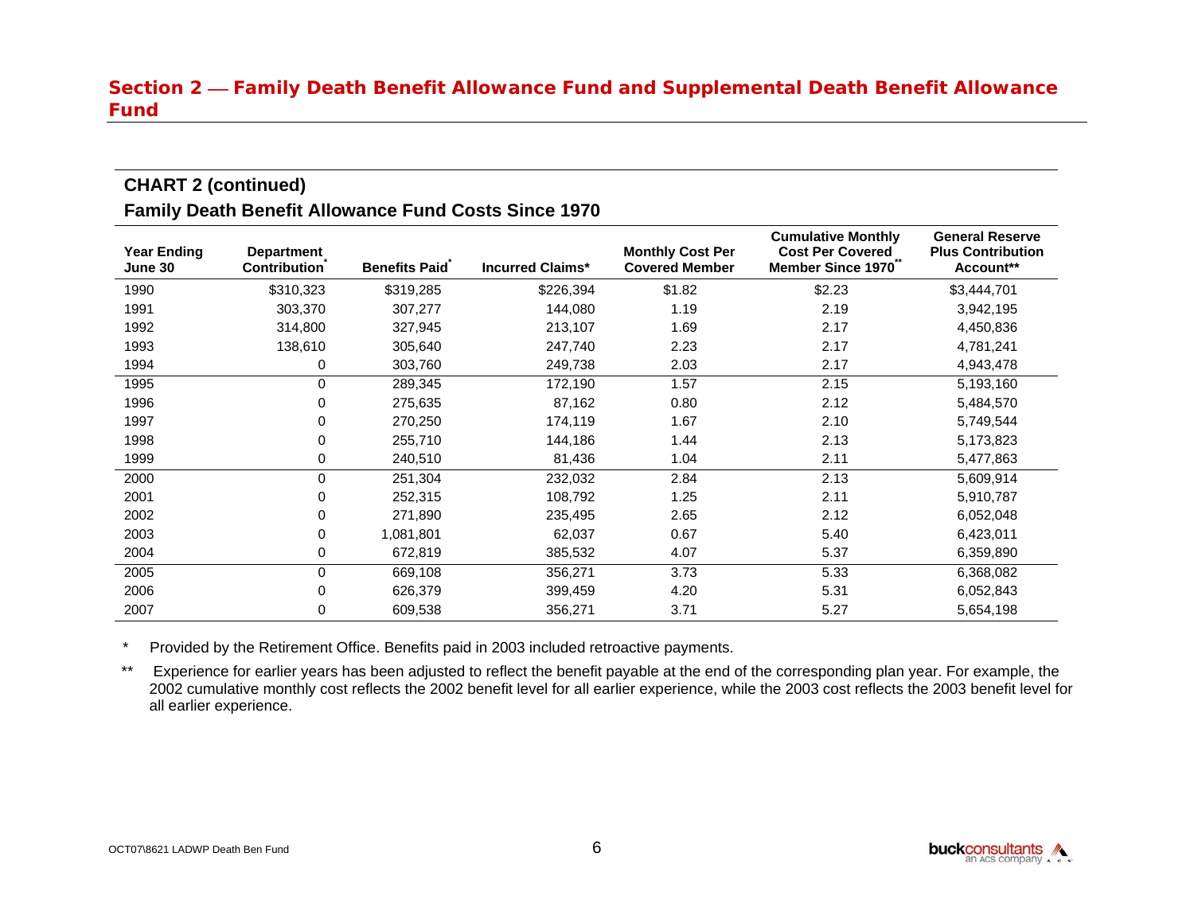## Section 2 — Family Death Benefit Allowance Fund and Supplemental Death Benefit Allowance Fund

### CHART 2 (continued)

### Family Death Benefit Allowance Fund Costs Since 1970

| Year Ending June 30 | Department Contribution* | Benefits Paid* | Incurred Claims* | Monthly Cost Per Covered Member | Cumulative Monthly Cost Per Covered Member Since 1970** | General Reserve Plus Contribution Account** |
|---|---|---|---|---|---|---|
| 1990 | $310,323 | $319,285 | $226,394 | $1.82 | $2.23 | $3,444,701 |
| 1991 | 303,370 | 307,277 | 144,080 | 1.19 | 2.19 | 3,942,195 |
| 1992 | 314,800 | 327,945 | 213,107 | 1.69 | 2.17 | 4,450,836 |
| 1993 | 138,610 | 305,640 | 247,740 | 2.23 | 2.17 | 4,781,241 |
| 1994 | 0 | 303,760 | 249,738 | 2.03 | 2.17 | 4,943,478 |
| 1995 | 0 | 289,345 | 172,190 | 1.57 | 2.15 | 5,193,160 |
| 1996 | 0 | 275,635 | 87,162 | 0.80 | 2.12 | 5,484,570 |
| 1997 | 0 | 270,250 | 174,119 | 1.67 | 2.10 | 5,749,544 |
| 1998 | 0 | 255,710 | 144,186 | 1.44 | 2.13 | 5,173,823 |
| 1999 | 0 | 240,510 | 81,436 | 1.04 | 2.11 | 5,477,863 |
| 2000 | 0 | 251,304 | 232,032 | 2.84 | 2.13 | 5,609,914 |
| 2001 | 0 | 252,315 | 108,792 | 1.25 | 2.11 | 5,910,787 |
| 2002 | 0 | 271,890 | 235,495 | 2.65 | 2.12 | 6,052,048 |
| 2003 | 0 | 1,081,801 | 62,037 | 0.67 | 5.40 | 6,423,011 |
| 2004 | 0 | 672,819 | 385,532 | 4.07 | 5.37 | 6,359,890 |
| 2005 | 0 | 669,108 | 356,271 | 3.73 | 5.33 | 6,368,082 |
| 2006 | 0 | 626,379 | 399,459 | 4.20 | 5.31 | 6,052,843 |
| 2007 | 0 | 609,538 | 356,271 | 3.71 | 5.27 | 5,654,198 |

\* Provided by the Retirement Office. Benefits paid in 2003 included retroactive payments.

\*\* Experience for earlier years has been adjusted to reflect the benefit payable at the end of the corresponding plan year. For example, the 2002 cumulative monthly cost reflects the 2002 benefit level for all earlier experience, while the 2003 cost reflects the 2003 benefit level for all earlier experience.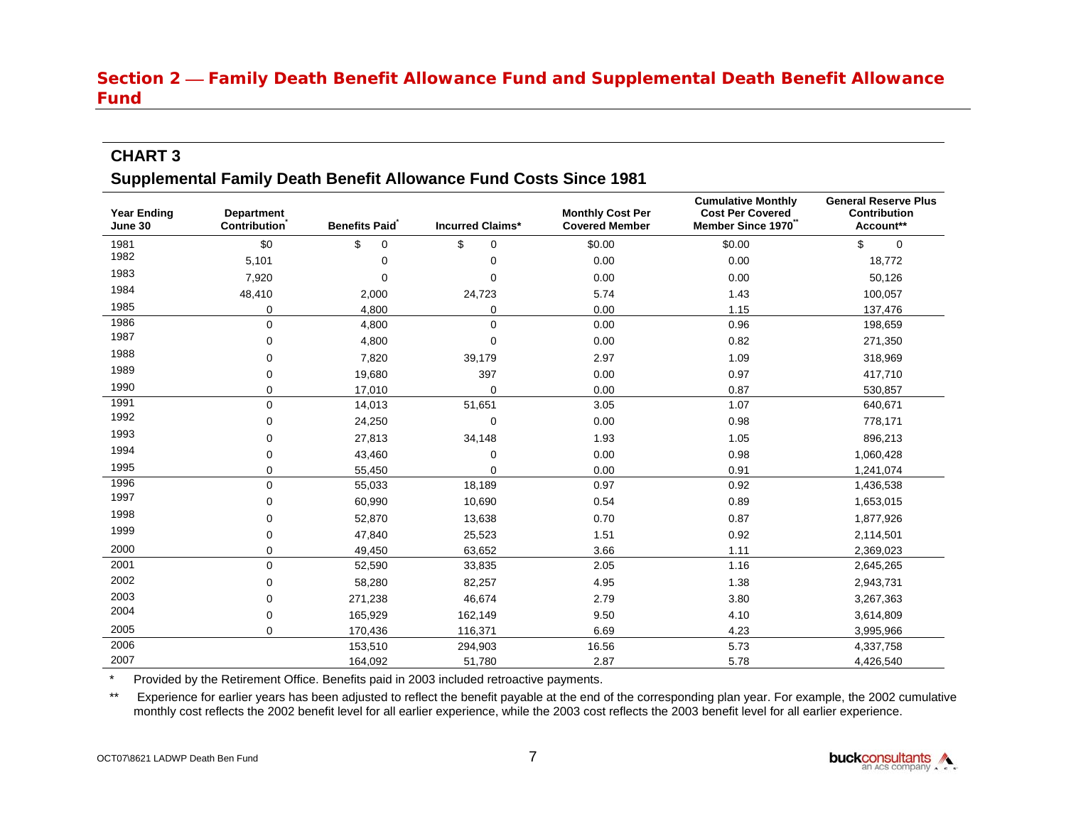## Section 2 — Family Death Benefit Allowance Fund and Supplemental Death Benefit Allowance Fund

### CHART 3

### Supplemental Family Death Benefit Allowance Fund Costs Since 1981

| Year Ending June 30 | Department Contribution* | Benefits Paid* | Incurred Claims* | Monthly Cost Per Covered Member | Cumulative Monthly Cost Per Covered Member Since 1970** | General Reserve Plus Contribution Account** |
|---|---|---|---|---|---|---|
| 1981 | $0 | $ 0 | $ 0 | $0.00 | $0.00 | $ 0 |
| 1982 | 5,101 | 0 | 0 | 0.00 | 0.00 | 18,772 |
| 1983 | 7,920 | 0 | 0 | 0.00 | 0.00 | 50,126 |
| 1984 | 48,410 | 2,000 | 24,723 | 5.74 | 1.43 | 100,057 |
| 1985 | 0 | 4,800 | 0 | 0.00 | 1.15 | 137,476 |
| 1986 | 0 | 4,800 | 0 | 0.00 | 0.96 | 198,659 |
| 1987 | 0 | 4,800 | 0 | 0.00 | 0.82 | 271,350 |
| 1988 | 0 | 7,820 | 39,179 | 2.97 | 1.09 | 318,969 |
| 1989 | 0 | 19,680 | 397 | 0.00 | 0.97 | 417,710 |
| 1990 | 0 | 17,010 | 0 | 0.00 | 0.87 | 530,857 |
| 1991 | 0 | 14,013 | 51,651 | 3.05 | 1.07 | 640,671 |
| 1992 | 0 | 24,250 | 0 | 0.00 | 0.98 | 778,171 |
| 1993 | 0 | 27,813 | 34,148 | 1.93 | 1.05 | 896,213 |
| 1994 | 0 | 43,460 | 0 | 0.00 | 0.98 | 1,060,428 |
| 1995 | 0 | 55,450 | 0 | 0.00 | 0.91 | 1,241,074 |
| 1996 | 0 | 55,033 | 18,189 | 0.97 | 0.92 | 1,436,538 |
| 1997 | 0 | 60,990 | 10,690 | 0.54 | 0.89 | 1,653,015 |
| 1998 | 0 | 52,870 | 13,638 | 0.70 | 0.87 | 1,877,926 |
| 1999 | 0 | 47,840 | 25,523 | 1.51 | 0.92 | 2,114,501 |
| 2000 | 0 | 49,450 | 63,652 | 3.66 | 1.11 | 2,369,023 |
| 2001 | 0 | 52,590 | 33,835 | 2.05 | 1.16 | 2,645,265 |
| 2002 | 0 | 58,280 | 82,257 | 4.95 | 1.38 | 2,943,731 |
| 2003 | 0 | 271,238 | 46,674 | 2.79 | 3.80 | 3,267,363 |
| 2004 | 0 | 165,929 | 162,149 | 9.50 | 4.10 | 3,614,809 |
| 2005 | 0 | 170,436 | 116,371 | 6.69 | 4.23 | 3,995,966 |
| 2006 | | 153,510 | 294,903 | 16.56 | 5.73 | 4,337,758 |
| 2007 | | 164,092 | 51,780 | 2.87 | 5.78 | 4,426,540 |

\* Provided by the Retirement Office. Benefits paid in 2003 included retroactive payments.

\*\* Experience for earlier years has been adjusted to reflect the benefit payable at the end of the corresponding plan year. For example, the 2002 cumulative monthly cost reflects the 2002 benefit level for all earlier experience, while the 2003 cost reflects the 2003 benefit level for all earlier experience.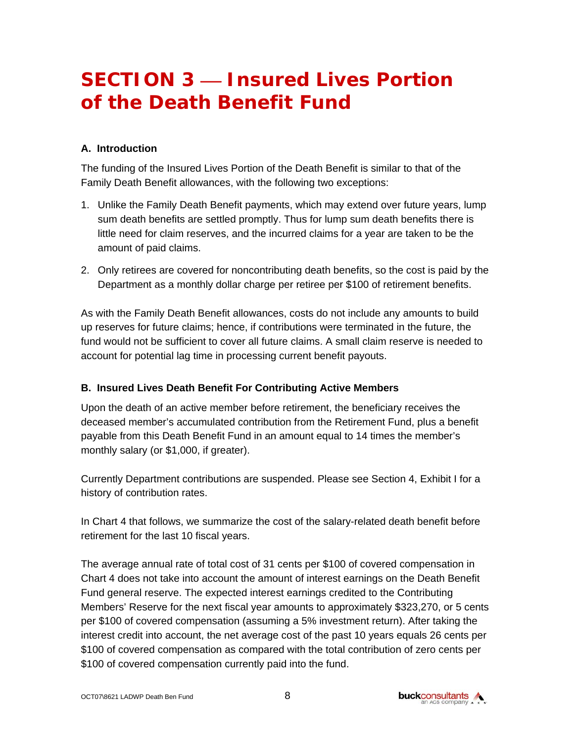# SECTION 3 — Insured Lives Portion of the Death Benefit Fund

### A. Introduction

The funding of the Insured Lives Portion of the Death Benefit is similar to that of the Family Death Benefit allowances, with the following two exceptions:

1. Unlike the Family Death Benefit payments, which may extend over future years, lump sum death benefits are settled promptly. Thus for lump sum death benefits there is little need for claim reserves, and the incurred claims for a year are taken to be the amount of paid claims.

2. Only retirees are covered for noncontributing death benefits, so the cost is paid by the Department as a monthly dollar charge per retiree per $100 of retirement benefits.

As with the Family Death Benefit allowances, costs do not include any amounts to build up reserves for future claims; hence, if contributions were terminated in the future, the fund would not be sufficient to cover all future claims. A small claim reserve is needed to account for potential lag time in processing current benefit payouts.

### B. Insured Lives Death Benefit For Contributing Active Members

Upon the death of an active member before retirement, the beneficiary receives the deceased member's accumulated contribution from the Retirement Fund, plus a benefit payable from this Death Benefit Fund in an amount equal to 14 times the member's monthly salary (or $1,000, if greater).

Currently Department contributions are suspended. Please see Section 4, Exhibit I for a history of contribution rates.

In Chart 4 that follows, we summarize the cost of the salary-related death benefit before retirement for the last 10 fiscal years.

The average annual rate of total cost of 31 cents per $100 of covered compensation in Chart 4 does not take into account the amount of interest earnings on the Death Benefit Fund general reserve. The expected interest earnings credited to the Contributing Members' Reserve for the next fiscal year amounts to approximately $323,270, or 5 cents per $100 of covered compensation (assuming a 5% investment return). After taking the interest credit into account, the net average cost of the past 10 years equals 26 cents per $100 of covered compensation as compared with the total contribution of zero cents per $100 of covered compensation currently paid into the fund.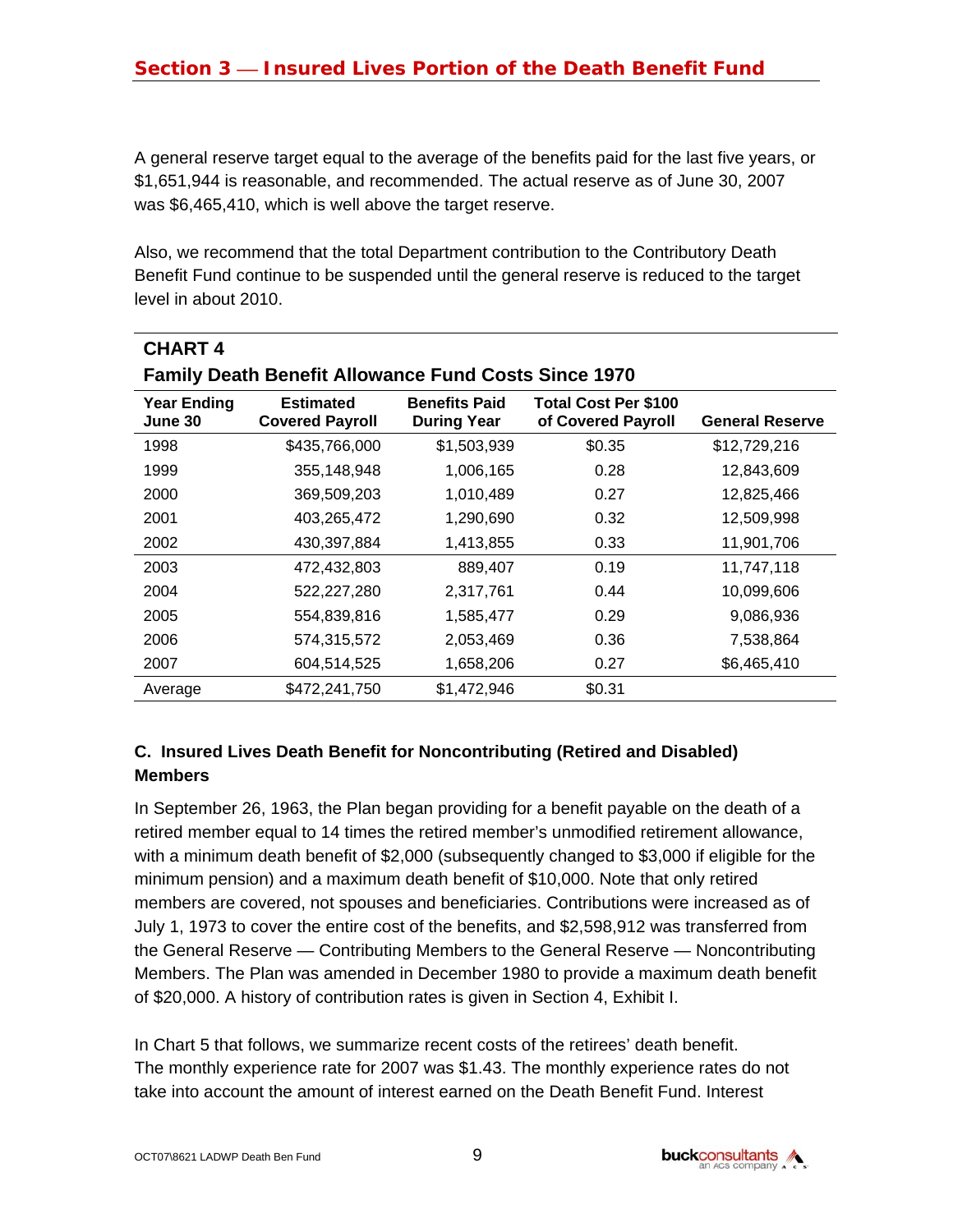## Section 3 — Insured Lives Portion of the Death Benefit Fund

A general reserve target equal to the average of the benefits paid for the last five years, or $1,651,944 is reasonable, and recommended. The actual reserve as of June 30, 2007 was $6,465,410, which is well above the target reserve.

Also, we recommend that the total Department contribution to the Contributory Death Benefit Fund continue to be suspended until the general reserve is reduced to the target level in about 2010.

**CHART 4**

**Family Death Benefit Allowance Fund Costs Since 1970**

| Year Ending June 30 | Estimated Covered Payroll | Benefits Paid During Year | Total Cost Per $100 of Covered Payroll | General Reserve |
|---|---|---|---|---|
| 1998 | $435,766,000 | $1,503,939 | $0.35 | $12,729,216 |
| 1999 | 355,148,948 | 1,006,165 | 0.28 | 12,843,609 |
| 2000 | 369,509,203 | 1,010,489 | 0.27 | 12,825,466 |
| 2001 | 403,265,472 | 1,290,690 | 0.32 | 12,509,998 |
| 2002 | 430,397,884 | 1,413,855 | 0.33 | 11,901,706 |
| 2003 | 472,432,803 | 889,407 | 0.19 | 11,747,118 |
| 2004 | 522,227,280 | 2,317,761 | 0.44 | 10,099,606 |
| 2005 | 554,839,816 | 1,585,477 | 0.29 | 9,086,936 |
| 2006 | 574,315,572 | 2,053,469 | 0.36 | 7,538,864 |
| 2007 | 604,514,525 | 1,658,206 | 0.27 | $6,465,410 |
| Average | $472,241,750 | $1,472,946 | $0.31 | |

### C. Insured Lives Death Benefit for Noncontributing (Retired and Disabled) Members

In September 26, 1963, the Plan began providing for a benefit payable on the death of a retired member equal to 14 times the retired member's unmodified retirement allowance, with a minimum death benefit of $2,000 (subsequently changed to $3,000 if eligible for the minimum pension) and a maximum death benefit of $10,000. Note that only retired members are covered, not spouses and beneficiaries. Contributions were increased as of July 1, 1973 to cover the entire cost of the benefits, and $2,598,912 was transferred from the General Reserve — Contributing Members to the General Reserve — Noncontributing Members. The Plan was amended in December 1980 to provide a maximum death benefit of $20,000. A history of contribution rates is given in Section 4, Exhibit I.

In Chart 5 that follows, we summarize recent costs of the retirees' death benefit. The monthly experience rate for 2007 was $1.43. The monthly experience rates do not take into account the amount of interest earned on the Death Benefit Fund. Interest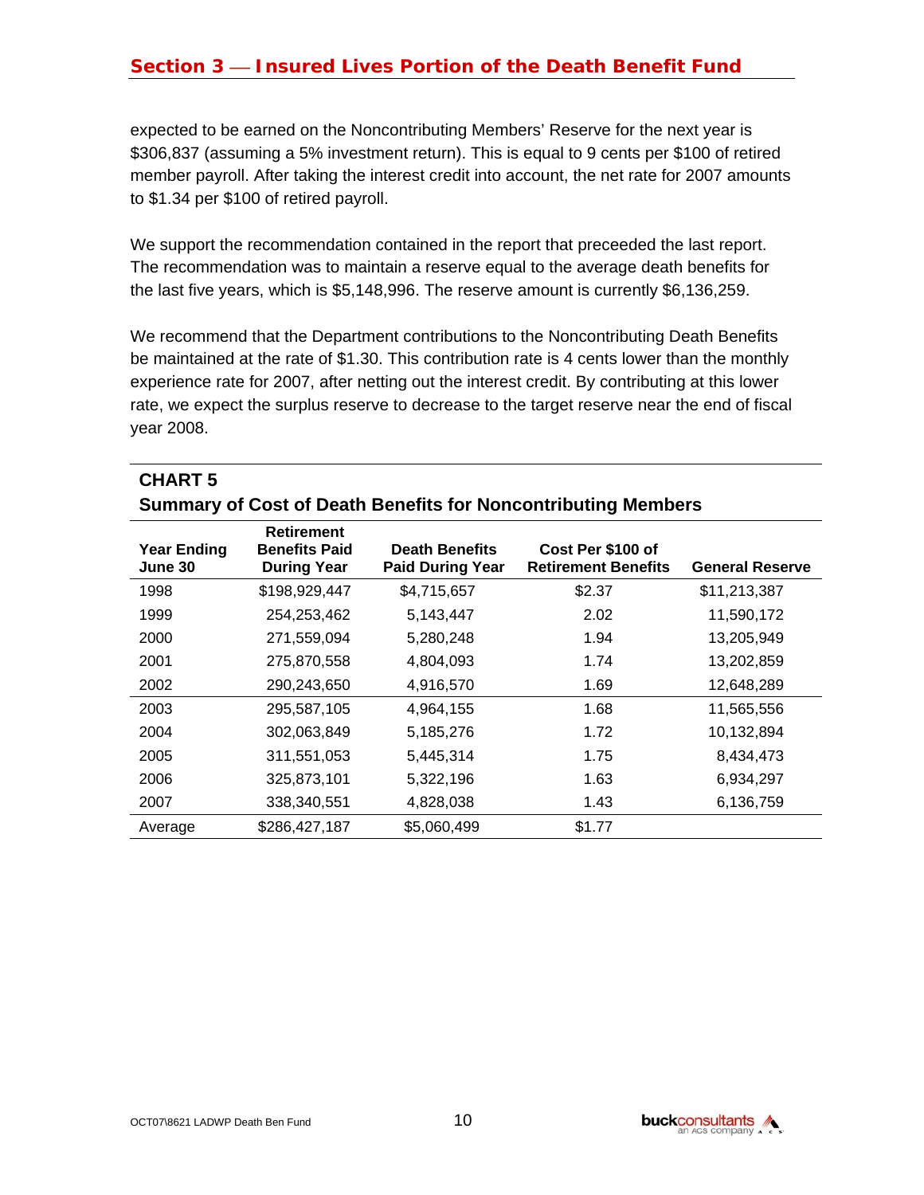expected to be earned on the Noncontributing Members' Reserve for the next year is $306,837 (assuming a 5% investment return). This is equal to 9 cents per $100 of retired member payroll. After taking the interest credit into account, the net rate for 2007 amounts to $1.34 per $100 of retired payroll.

We support the recommendation contained in the report that preceeded the last report. The recommendation was to maintain a reserve equal to the average death benefits for the last five years, which is $5,148,996. The reserve amount is currently $6,136,259.

We recommend that the Department contributions to the Noncontributing Death Benefits be maintained at the rate of $1.30. This contribution rate is 4 cents lower than the monthly experience rate for 2007, after netting out the interest credit. By contributing at this lower rate, we expect the surplus reserve to decrease to the target reserve near the end of fiscal year 2008.

**CHART 5**
**Summary of Cost of Death Benefits for Noncontributing Members**

| Year Ending June 30 | Retirement Benefits Paid During Year | Death Benefits Paid During Year | Cost Per $100 of Retirement Benefits | General Reserve |
|---|---|---|---|---|
| 1998 | $198,929,447 | $4,715,657 | $2.37 | $11,213,387 |
| 1999 | 254,253,462 | 5,143,447 | 2.02 | 11,590,172 |
| 2000 | 271,559,094 | 5,280,248 | 1.94 | 13,205,949 |
| 2001 | 275,870,558 | 4,804,093 | 1.74 | 13,202,859 |
| 2002 | 290,243,650 | 4,916,570 | 1.69 | 12,648,289 |
| 2003 | 295,587,105 | 4,964,155 | 1.68 | 11,565,556 |
| 2004 | 302,063,849 | 5,185,276 | 1.72 | 10,132,894 |
| 2005 | 311,551,053 | 5,445,314 | 1.75 | 8,434,473 |
| 2006 | 325,873,101 | 5,322,196 | 1.63 | 6,934,297 |
| 2007 | 338,340,551 | 4,828,038 | 1.43 | 6,136,759 |
| Average | $286,427,187 | $5,060,499 | $1.77 | |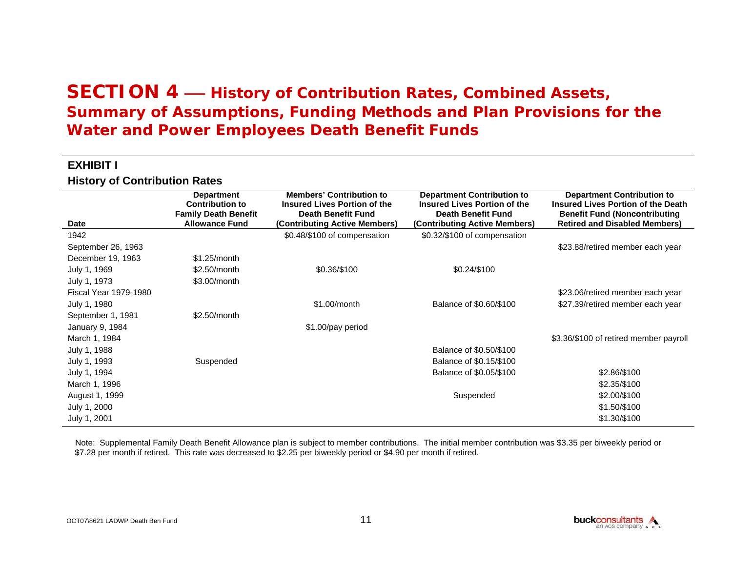# SECTION 4 — History of Contribution Rates, Combined Assets, Summary of Assumptions, Funding Methods and Plan Provisions for the Water and Power Employees Death Benefit Funds

## EXHIBIT I

### History of Contribution Rates

| Date | Department Contribution to Family Death Benefit Allowance Fund | Members' Contribution to Insured Lives Portion of the Death Benefit Fund (Contributing Active Members) | Department Contribution to Insured Lives Portion of the Death Benefit Fund (Contributing Active Members) | Department Contribution to Insured Lives Portion of the Death Benefit Fund (Noncontributing Retired and Disabled Members) |
|---|---|---|---|---|
| 1942 | | $0.48/$100 of compensation | $0.32/$100 of compensation | |
| September 26, 1963 | | | | $23.88/retired member each year |
| December 19, 1963 | $1.25/month | | | |
| July 1, 1969 | $2.50/month | $0.36/$100 | $0.24/$100 | |
| July 1, 1973 | $3.00/month | | | |
| Fiscal Year 1979-1980 | | | | $23.06/retired member each year |
| July 1, 1980 | | $1.00/month | Balance of $0.60/$100 | $27.39/retired member each year |
| September 1, 1981 | $2.50/month | | | |
| January 9, 1984 | | $1.00/pay period | | |
| March 1, 1984 | | | | $3.36/$100 of retired member payroll |
| July 1, 1988 | | | Balance of $0.50/$100 | |
| July 1, 1993 | Suspended | | Balance of $0.15/$100 | |
| July 1, 1994 | | | Balance of $0.05/$100 | $2.86/$100 |
| March 1, 1996 | | | | $2.35/$100 |
| August 1, 1999 | | | Suspended | $2.00/$100 |
| July 1, 2000 | | | | $1.50/$100 |
| July 1, 2001 | | | | $1.30/$100 |

Note: Supplemental Family Death Benefit Allowance plan is subject to member contributions. The initial member contribution was $3.35 per biweekly period or $7.28 per month if retired. This rate was decreased to $2.25 per biweekly period or $4.90 per month if retired.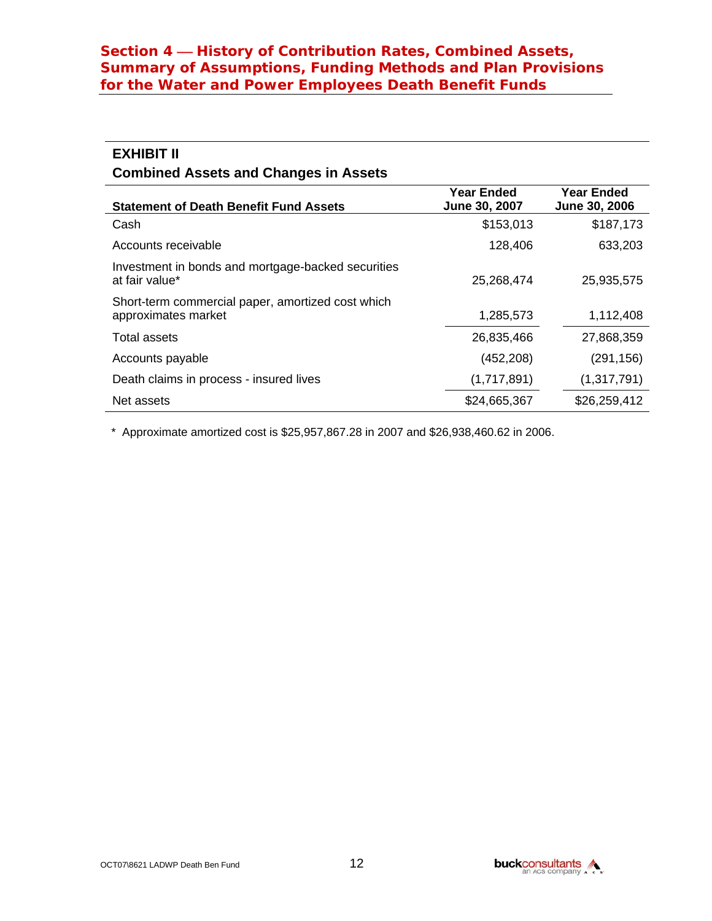# Section 4 — History of Contribution Rates, Combined Assets, Summary of Assumptions, Funding Methods and Plan Provisions for the Water and Power Employees Death Benefit Funds

## EXHIBIT II

### Combined Assets and Changes in Assets

| Statement of Death Benefit Fund Assets | Year Ended June 30, 2007 | Year Ended June 30, 2006 |
|---|---|---|
| Cash | $153,013 | $187,173 |
| Accounts receivable | 128,406 | 633,203 |
| Investment in bonds and mortgage-backed securities at fair value* | 25,268,474 | 25,935,575 |
| Short-term commercial paper, amortized cost which approximates market | 1,285,573 | 1,112,408 |
| Total assets | 26,835,466 | 27,868,359 |
| Accounts payable | (452,208) | (291,156) |
| Death claims in process - insured lives | (1,717,891) | (1,317,791) |
| Net assets | $24,665,367 | $26,259,412 |

* Approximate amortized cost is $25,957,867.28 in 2007 and $26,938,460.62 in 2006.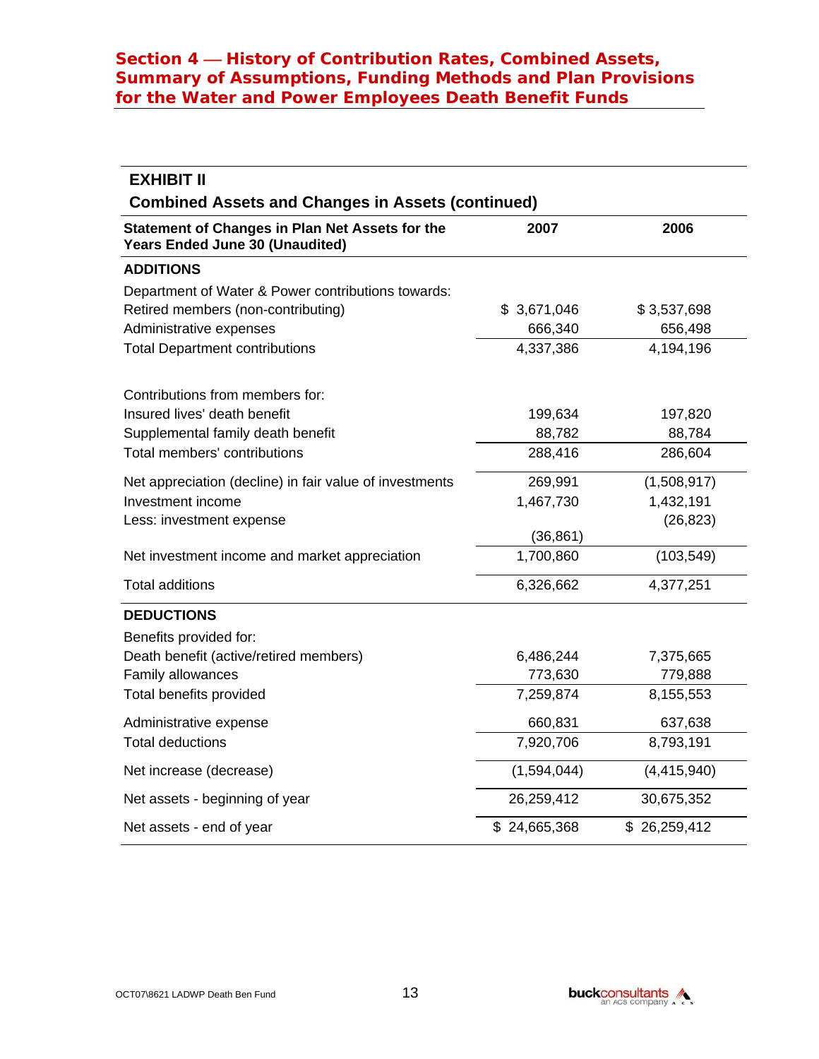## Section 4 — History of Contribution Rates, Combined Assets, Summary of Assumptions, Funding Methods and Plan Provisions for the Water and Power Employees Death Benefit Funds

### EXHIBIT II

### Combined Assets and Changes in Assets (continued)

| Statement of Changes in Plan Net Assets for the Years Ended June 30 (Unaudited) | 2007 | 2006 |
|---|---|---|
| **ADDITIONS** | | |
| Department of Water & Power contributions towards: | | |
| Retired members (non-contributing) | $ 3,671,046 | $ 3,537,698 |
| Administrative expenses | 666,340 | 656,498 |
| Total Department contributions | 4,337,386 | 4,194,196 |
| Contributions from members for: | | |
| Insured lives' death benefit | 199,634 | 197,820 |
| Supplemental family death benefit | 88,782 | 88,784 |
| Total members' contributions | 288,416 | 286,604 |
| Net appreciation (decline) in fair value of investments | 269,991 | (1,508,917) |
| Investment income | 1,467,730 | 1,432,191 |
| Less: investment expense | (36,861) | (26,823) |
| Net investment income and market appreciation | 1,700,860 | (103,549) |
| Total additions | 6,326,662 | 4,377,251 |
| **DEDUCTIONS** | | |
| Benefits provided for: | | |
| Death benefit (active/retired members) | 6,486,244 | 7,375,665 |
| Family allowances | 773,630 | 779,888 |
| Total benefits provided | 7,259,874 | 8,155,553 |
| Administrative expense | 660,831 | 637,638 |
| Total deductions | 7,920,706 | 8,793,191 |
| Net increase (decrease) | (1,594,044) | (4,415,940) |
| Net assets - beginning of year | 26,259,412 | 30,675,352 |
| Net assets - end of year | $ 24,665,368 | $ 26,259,412 |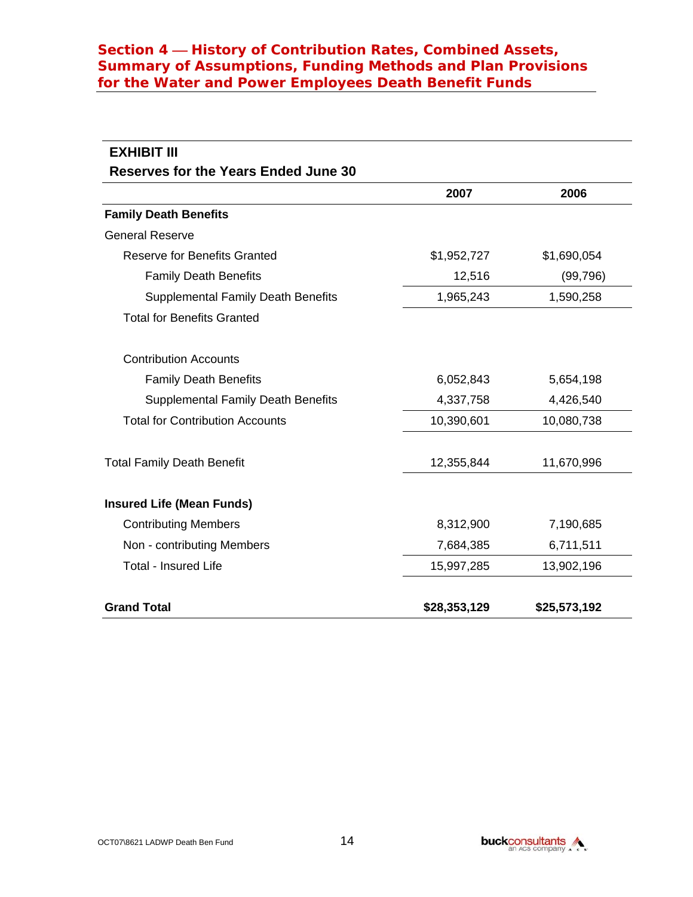## Section 4 — History of Contribution Rates, Combined Assets, Summary of Assumptions, Funding Methods and Plan Provisions for the Water and Power Employees Death Benefit Funds

### EXHIBIT III

### Reserves for the Years Ended June 30

| | 2007 | 2006 |
|---|---|---|
| **Family Death Benefits** | | |
| General Reserve | | |
| Reserve for Benefits Granted | $1,952,727 | $1,690,054 |
| Family Death Benefits | 12,516 | (99,796) |
| Supplemental Family Death Benefits | 1,965,243 | 1,590,258 |
| Total for Benefits Granted | | |
| | | |
| Contribution Accounts | | |
| Family Death Benefits | 6,052,843 | 5,654,198 |
| Supplemental Family Death Benefits | 4,337,758 | 4,426,540 |
| Total for Contribution Accounts | 10,390,601 | 10,080,738 |
| | | |
| Total Family Death Benefit | 12,355,844 | 11,670,996 |
| | | |
| **Insured Life (Mean Funds)** | | |
| Contributing Members | 8,312,900 | 7,190,685 |
| Non - contributing Members | 7,684,385 | 6,711,511 |
| Total - Insured Life | 15,997,285 | 13,902,196 |
| | | |
| **Grand Total** | **$28,353,129** | **$25,573,192** |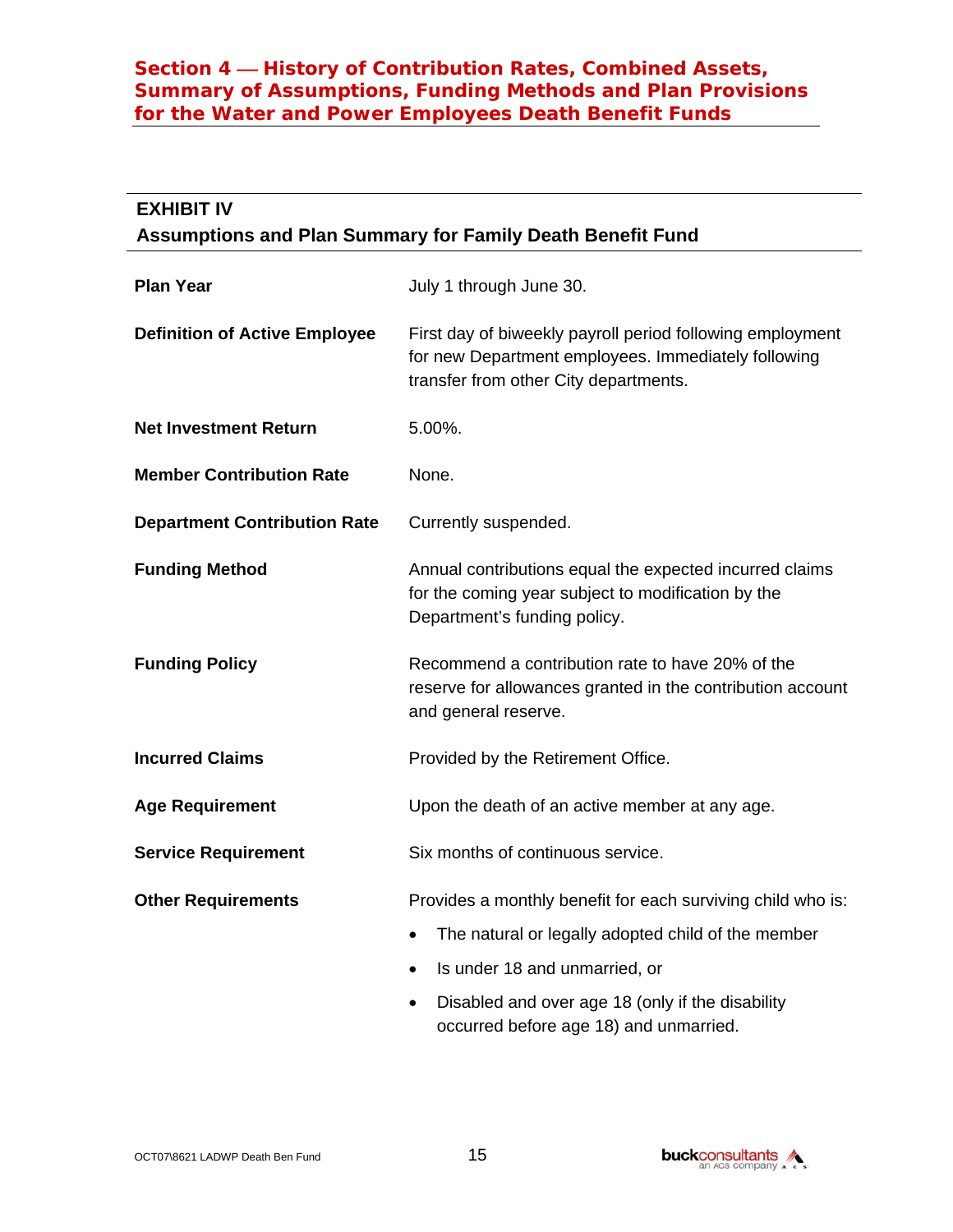## EXHIBIT IV
### Assumptions and Plan Summary for Family Death Benefit Fund

| | |
|---|---|
| **Plan Year** | July 1 through June 30. |
| **Definition of Active Employee** | First day of biweekly payroll period following employment for new Department employees. Immediately following transfer from other City departments. |
| **Net Investment Return** | 5.00%. |
| **Member Contribution Rate** | None. |
| **Department Contribution Rate** | Currently suspended. |
| **Funding Method** | Annual contributions equal the expected incurred claims for the coming year subject to modification by the Department's funding policy. |
| **Funding Policy** | Recommend a contribution rate to have 20% of the reserve for allowances granted in the contribution account and general reserve. |
| **Incurred Claims** | Provided by the Retirement Office. |
| **Age Requirement** | Upon the death of an active member at any age. |
| **Service Requirement** | Six months of continuous service. |
| **Other Requirements** | Provides a monthly benefit for each surviving child who is:<br>• The natural or legally adopted child of the member<br>• Is under 18 and unmarried, or<br>• Disabled and over age 18 (only if the disability occurred before age 18) and unmarried. |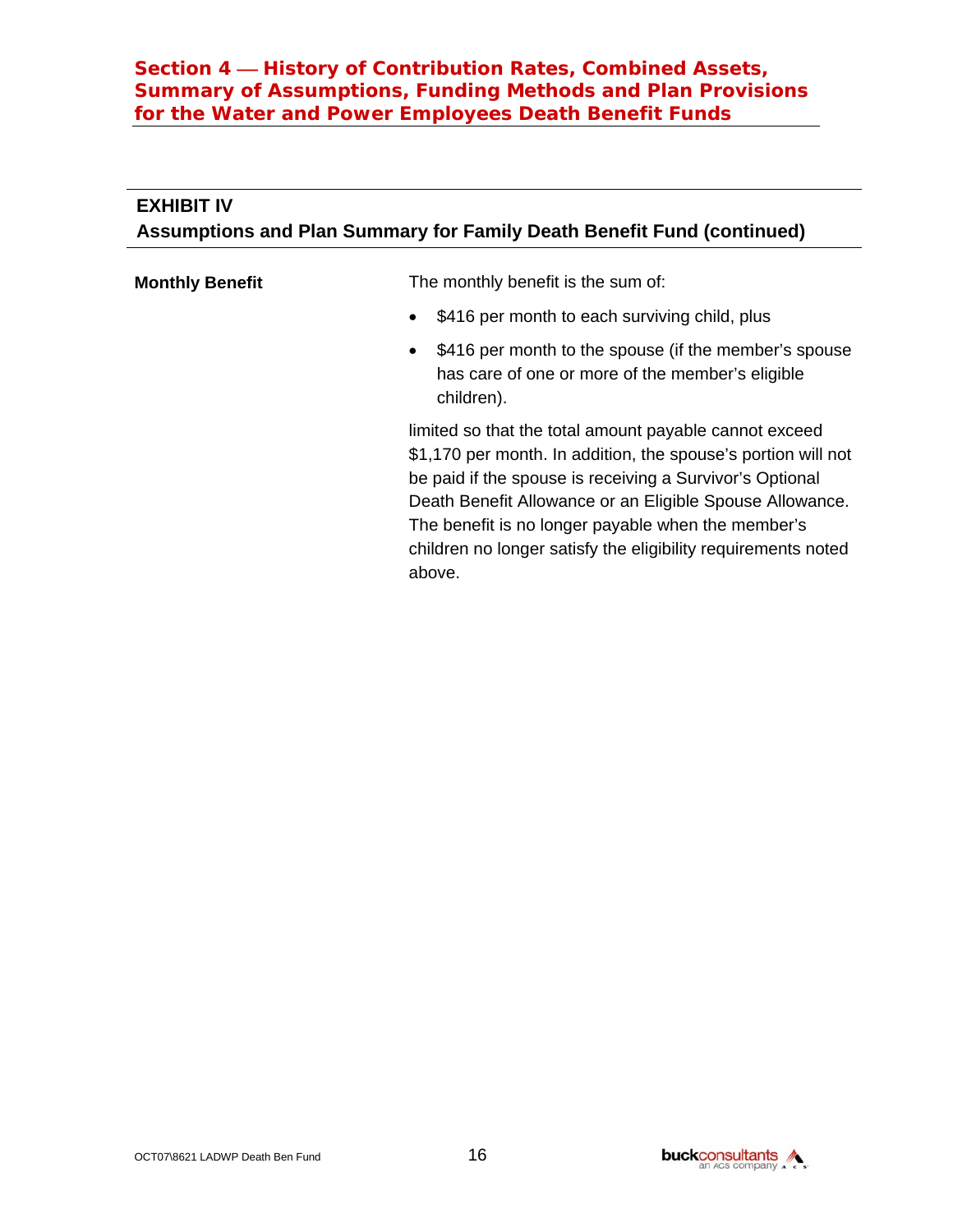## EXHIBIT IV

### Assumptions and Plan Summary for Family Death Benefit Fund (continued)

**Monthly Benefit**

The monthly benefit is the sum of:

- $416 per month to each surviving child, plus
- $416 per month to the spouse (if the member's spouse has care of one or more of the member's eligible children).

limited so that the total amount payable cannot exceed $1,170 per month. In addition, the spouse's portion will not be paid if the spouse is receiving a Survivor's Optional Death Benefit Allowance or an Eligible Spouse Allowance. The benefit is no longer payable when the member's children no longer satisfy the eligibility requirements noted above.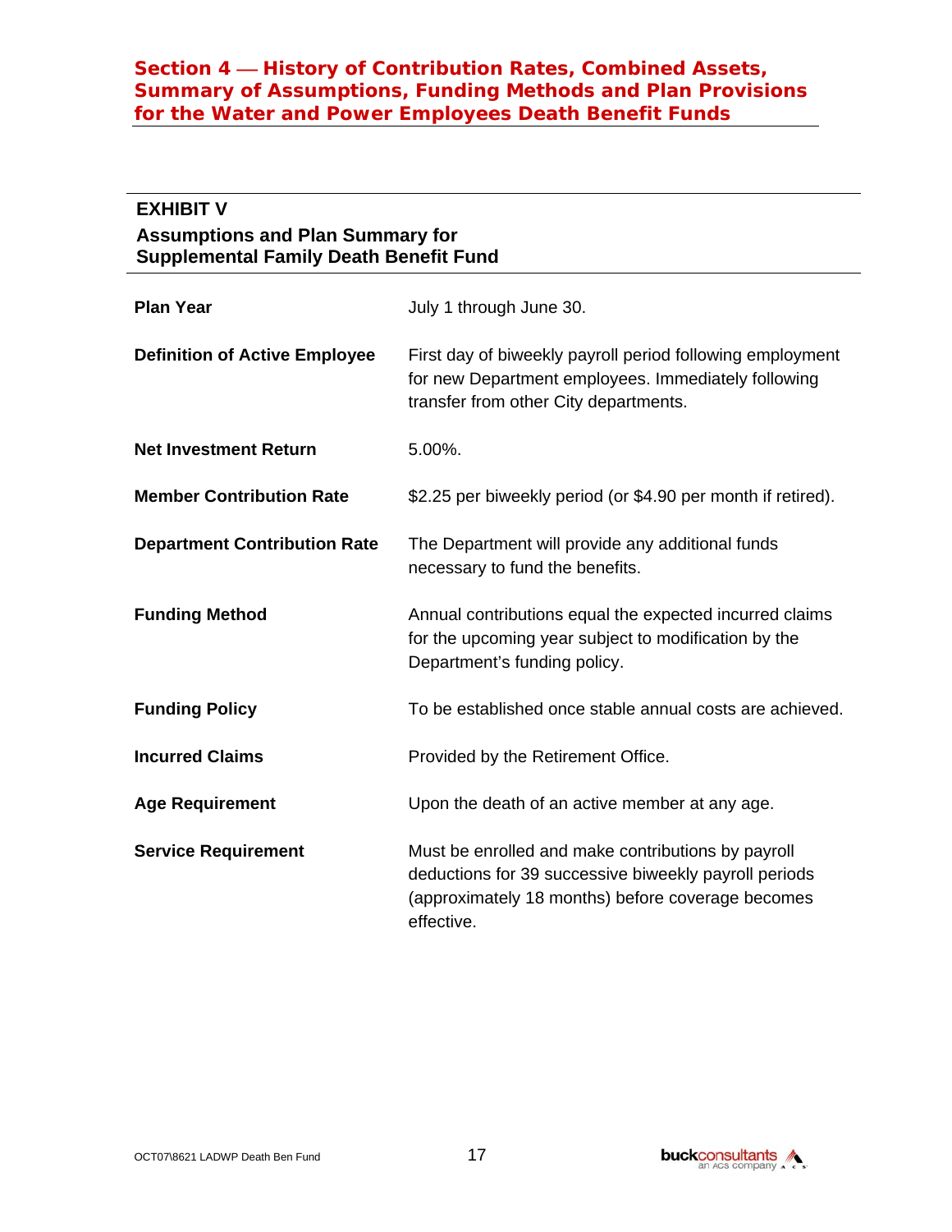## EXHIBIT V

### Assumptions and Plan Summary for Supplemental Family Death Benefit Fund

| | |
|---|---|
| **Plan Year** | July 1 through June 30. |
| **Definition of Active Employee** | First day of biweekly payroll period following employment for new Department employees. Immediately following transfer from other City departments. |
| **Net Investment Return** | 5.00%. |
| **Member Contribution Rate** | $2.25 per biweekly period (or $4.90 per month if retired). |
| **Department Contribution Rate** | The Department will provide any additional funds necessary to fund the benefits. |
| **Funding Method** | Annual contributions equal the expected incurred claims for the upcoming year subject to modification by the Department's funding policy. |
| **Funding Policy** | To be established once stable annual costs are achieved. |
| **Incurred Claims** | Provided by the Retirement Office. |
| **Age Requirement** | Upon the death of an active member at any age. |
| **Service Requirement** | Must be enrolled and make contributions by payroll deductions for 39 successive biweekly payroll periods (approximately 18 months) before coverage becomes effective. |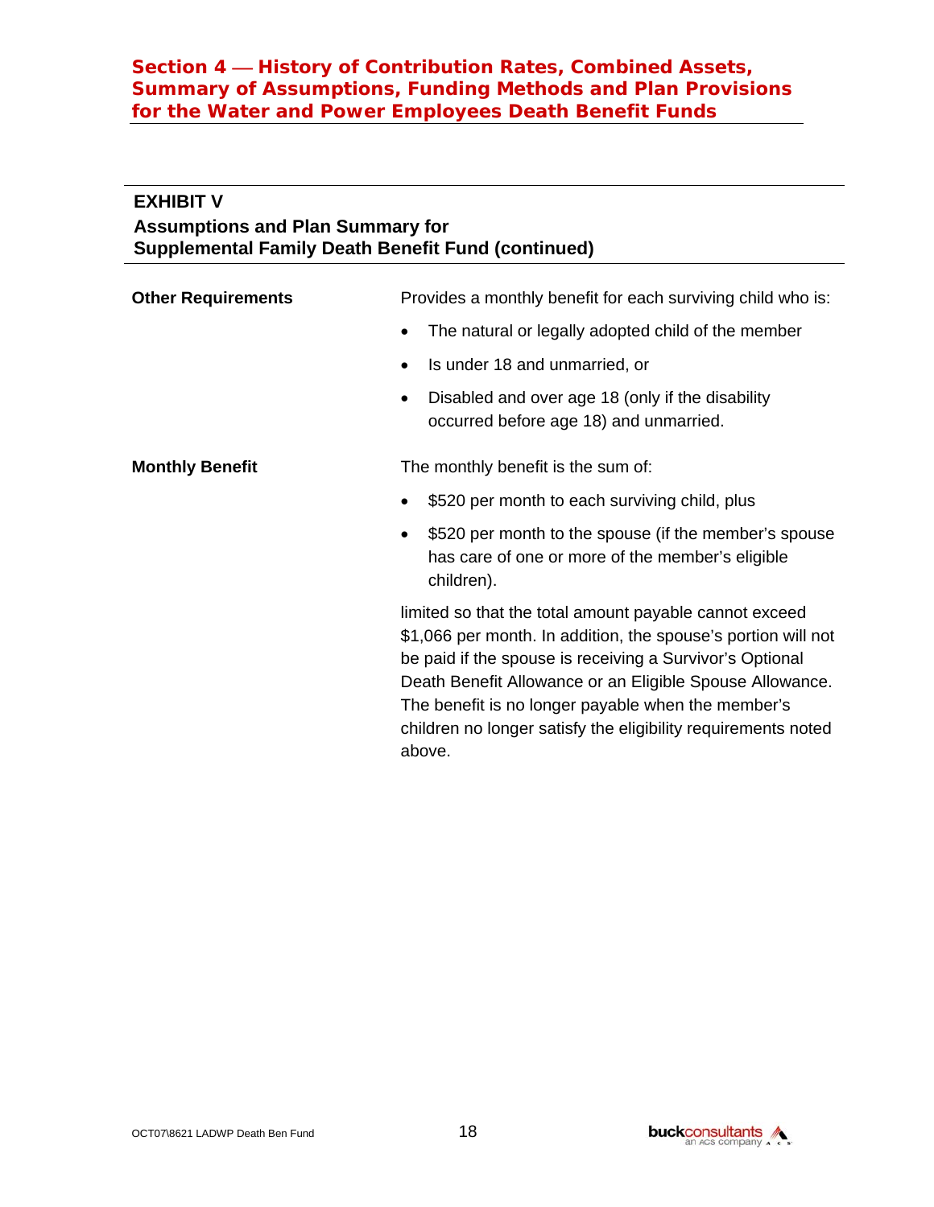## EXHIBIT V
**Assumptions and Plan Summary for Supplemental Family Death Benefit Fund (continued)**

**Other Requirements**

Provides a monthly benefit for each surviving child who is:

- The natural or legally adopted child of the member
- Is under 18 and unmarried, or
- Disabled and over age 18 (only if the disability occurred before age 18) and unmarried.

**Monthly Benefit**

The monthly benefit is the sum of:

- $520 per month to each surviving child, plus
- $520 per month to the spouse (if the member's spouse has care of one or more of the member's eligible children).

limited so that the total amount payable cannot exceed $1,066 per month. In addition, the spouse's portion will not be paid if the spouse is receiving a Survivor's Optional Death Benefit Allowance or an Eligible Spouse Allowance. The benefit is no longer payable when the member's children no longer satisfy the eligibility requirements noted above.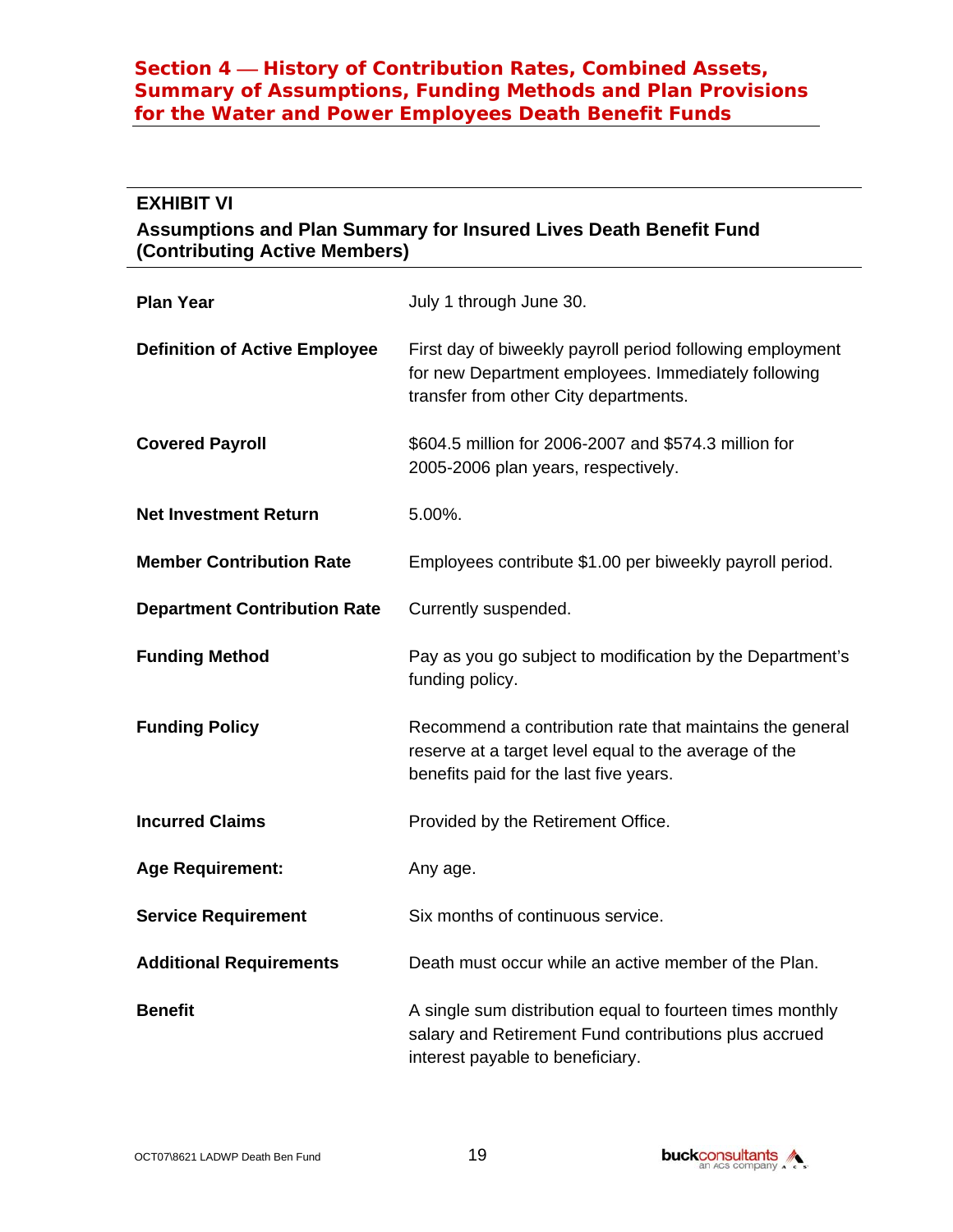## Section 4 — History of Contribution Rates, Combined Assets, Summary of Assumptions, Funding Methods and Plan Provisions for the Water and Power Employees Death Benefit Funds

### EXHIBIT VI

### Assumptions and Plan Summary for Insured Lives Death Benefit Fund (Contributing Active Members)

| | |
|---|---|
| **Plan Year** | July 1 through June 30. |
| **Definition of Active Employee** | First day of biweekly payroll period following employment for new Department employees. Immediately following transfer from other City departments. |
| **Covered Payroll** | $604.5 million for 2006-2007 and $574.3 million for 2005-2006 plan years, respectively. |
| **Net Investment Return** | 5.00%. |
| **Member Contribution Rate** | Employees contribute $1.00 per biweekly payroll period. |
| **Department Contribution Rate** | Currently suspended. |
| **Funding Method** | Pay as you go subject to modification by the Department's funding policy. |
| **Funding Policy** | Recommend a contribution rate that maintains the general reserve at a target level equal to the average of the benefits paid for the last five years. |
| **Incurred Claims** | Provided by the Retirement Office. |
| **Age Requirement:** | Any age. |
| **Service Requirement** | Six months of continuous service. |
| **Additional Requirements** | Death must occur while an active member of the Plan. |
| **Benefit** | A single sum distribution equal to fourteen times monthly salary and Retirement Fund contributions plus accrued interest payable to beneficiary. |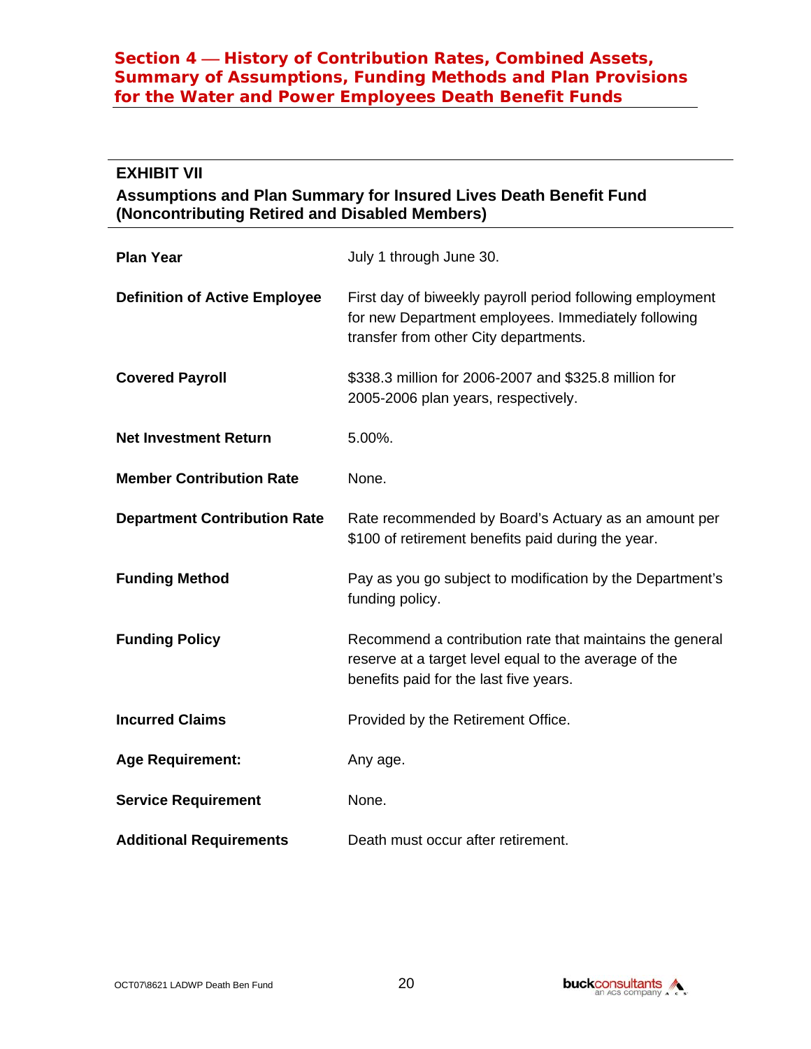## Section 4 — History of Contribution Rates, Combined Assets, Summary of Assumptions, Funding Methods and Plan Provisions for the Water and Power Employees Death Benefit Funds

### EXHIBIT VII

### Assumptions and Plan Summary for Insured Lives Death Benefit Fund (Noncontributing Retired and Disabled Members)

| | |
|---|---|
| **Plan Year** | July 1 through June 30. |
| **Definition of Active Employee** | First day of biweekly payroll period following employment for new Department employees. Immediately following transfer from other City departments. |
| **Covered Payroll** | $338.3 million for 2006-2007 and $325.8 million for 2005-2006 plan years, respectively. |
| **Net Investment Return** | 5.00%. |
| **Member Contribution Rate** | None. |
| **Department Contribution Rate** | Rate recommended by Board's Actuary as an amount per $100 of retirement benefits paid during the year. |
| **Funding Method** | Pay as you go subject to modification by the Department's funding policy. |
| **Funding Policy** | Recommend a contribution rate that maintains the general reserve at a target level equal to the average of the benefits paid for the last five years. |
| **Incurred Claims** | Provided by the Retirement Office. |
| **Age Requirement:** | Any age. |
| **Service Requirement** | None. |
| **Additional Requirements** | Death must occur after retirement. |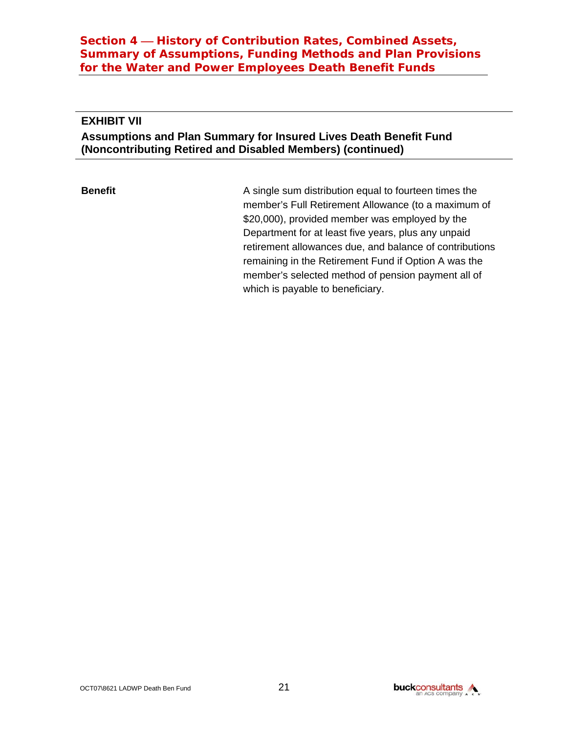## EXHIBIT VII

**Assumptions and Plan Summary for Insured Lives Death Benefit Fund (Noncontributing Retired and Disabled Members) (continued)**

**Benefit**

A single sum distribution equal to fourteen times the member's Full Retirement Allowance (to a maximum of $20,000), provided member was employed by the Department for at least five years, plus any unpaid retirement allowances due, and balance of contributions remaining in the Retirement Fund if Option A was the member's selected method of pension payment all of which is payable to beneficiary.